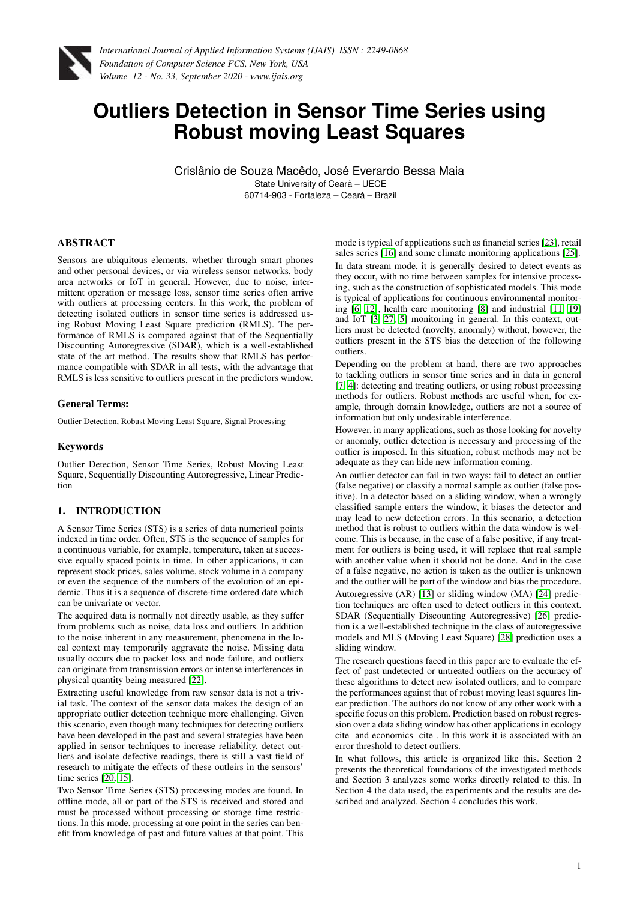# Outliers Detection in Sensor Time Series using Robust moving Least Squares

Crislânio de Souza Macêdo, José Everardo Bessa Maia
State University of Ceará – UECE
60714-903 - Fortaleza – Ceará – Brazil

## ABSTRACT

Sensors are ubiquitous elements, whether through smart phones and other personal devices, or via wireless sensor networks, body area networks or IoT in general. However, due to noise, intermittent operation or message loss, sensor time series often arrive with outliers at processing centers. In this work, the problem of detecting isolated outliers in sensor time series is addressed using Robust Moving Least Square prediction (RMLS). The performance of RMLS is compared against that of the Sequentially Discounting Autoregressive (SDAR), which is a well-established state of the art method. The results show that RMLS has performance compatible with SDAR in all tests, with the advantage that RMLS is less sensitive to outliers present in the predictors window.

### General Terms:

Outlier Detection, Robust Moving Least Square, Signal Processing

### Keywords

Outlier Detection, Sensor Time Series, Robust Moving Least Square, Sequentially Discounting Autoregressive, Linear Prediction

## 1. INTRODUCTION

A Sensor Time Series (STS) is a series of data numerical points indexed in time order. Often, STS is the sequence of samples for a continuous variable, for example, temperature, taken at successive equally spaced points in time. In other applications, it can represent stock prices, sales volume, stock volume in a company or even the sequence of the numbers of the evolution of an epidemic. Thus it is a sequence of discrete-time ordered date which can be univariate or vector.

The acquired data is normally not directly usable, as they suffer from problems such as noise, data loss and outliers. In addition to the noise inherent in any measurement, phenomena in the local context may temporarily aggravate the noise. Missing data usually occurs due to packet loss and node failure, and outliers can originate from transmission errors or intense interferences in physical quantity being measured [22].

Extracting useful knowledge from raw sensor data is not a trivial task. The context of the sensor data makes the design of an appropriate outlier detection technique more challenging. Given this scenario, even though many techniques for detecting outliers have been developed in the past and several strategies have been applied in sensor techniques to increase reliability, detect outliers and isolate defective readings, there is still a vast field of research to mitigate the effects of these outleirs in the sensors' time series [20, 15].

Two Sensor Time Series (STS) processing modes are found. In offline mode, all or part of the STS is received and stored and must be processed without processing or storage time restrictions. In this mode, processing at one point in the series can benefit from knowledge of past and future values at that point. This mode is typical of applications such as financial series [23], retail sales series [16] and some climate monitoring applications [25].

In data stream mode, it is generally desired to detect events as they occur, with no time between samples for intensive processing, such as the construction of sophisticated models. This mode is typical of applications for continuous environmental monitoring [6, 12], health care monitoring [8] and industrial [11, 19] and IoT [3, 27, 5] monitoring in general. In this context, outliers must be detected (novelty, anomaly) without, however, the outliers present in the STS bias the detection of the following outliers.

Depending on the problem at hand, there are two approaches to tackling outliers in sensor time series and in data in general [7, 4]: detecting and treating outliers, or using robust processing methods for outliers. Robust methods are useful when, for example, through domain knowledge, outliers are not a source of information but only undesirable interference.

However, in many applications, such as those looking for novelty or anomaly, outlier detection is necessary and processing of the outlier is imposed. In this situation, robust methods may not be adequate as they can hide new information coming.

An outlier detector can fail in two ways: fail to detect an outlier (false negative) or classify a normal sample as outlier (false positive). In a detector based on a sliding window, when a wrongly classified sample enters the window, it biases the detector and may lead to new detection errors. In this scenario, a detection method that is robust to outliers within the data window is welcome. This is because, in the case of a false positive, if any treatment for outliers is being used, it will replace that real sample with another value when it should not be done. And in the case of a false negative, no action is taken as the outlier is unknown and the outlier will be part of the window and bias the procedure.

Autoregressive (AR) [13] or sliding window (MA) [24] prediction techniques are often used to detect outliers in this context. SDAR (Sequentially Discounting Autoregressive) [26] prediction is a well-established technique in the class of autoregressive models and MLS (Moving Least Square) [28] prediction uses a sliding window.

The research questions faced in this paper are to evaluate the effect of past undetected or untreated outliers on the accuracy of these algorithms to detect new isolated outliers, and to compare the performances against that of robust moving least squares linear prediction. The authors do not know of any other work with a specific focus on this problem. Prediction based on robust regression over a data sliding window has other applications in ecology cite and economics cite . In this work it is associated with an error threshold to detect outliers.

In what follows, this article is organized like this. Section 2 presents the theoretical foundations of the investigated methods and Section 3 analyzes some works directly related to this. In Section 4 the data used, the experiments and the results are described and analyzed. Section 4 concludes this work.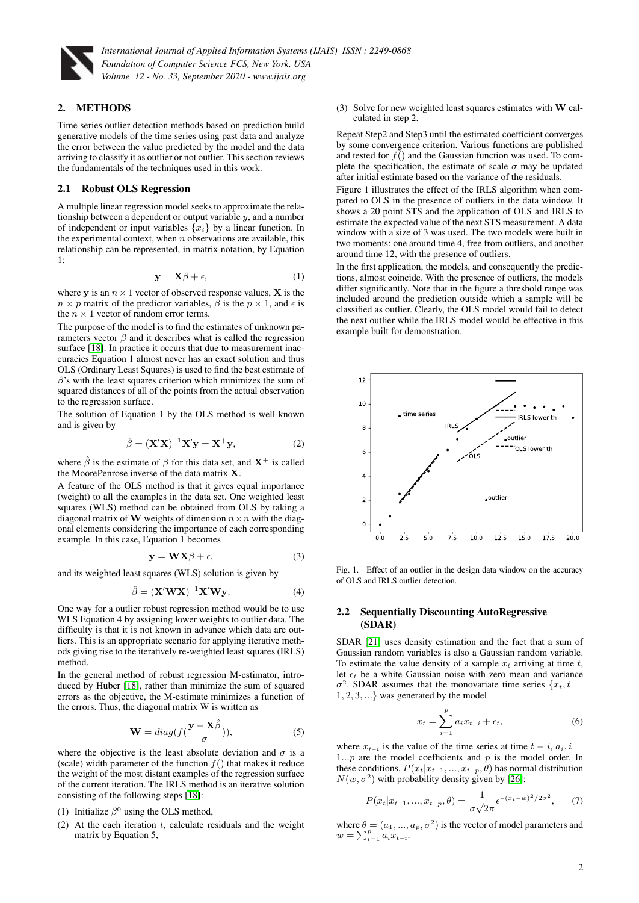## 2. METHODS

Time series outlier detection methods based on prediction build generative models of the time series using past data and analyze the error between the value predicted by the model and the data arriving to classify it as outlier or not outlier. This section reviews the fundamentals of the techniques used in this work.

### 2.1 Robust OLS Regression

A multiple linear regression model seeks to approximate the relationship between a dependent or output variable $y$, and a number of independent or input variables $\{x_i\}$ by a linear function. In the experimental context, when $n$ observations are available, this relationship can be represented, in matrix notation, by Equation 1:

$$\mathbf{y} = \mathbf{X}\beta + \epsilon, \tag{1}$$

where $\mathbf{y}$ is an $n \times 1$ vector of observed response values, $\mathbf{X}$ is the $n \times p$ matrix of the predictor variables, $\beta$ is the $p \times 1$, and $\epsilon$ is the $n \times 1$ vector of random error terms.

The purpose of the model is to find the estimates of unknown parameters vector $\beta$ and it describes what is called the regression surface [18]. In practice it occurs that due to measurement inaccuracies Equation 1 almost never has an exact solution and thus OLS (Ordinary Least Squares) is used to find the best estimate of $\beta$'s with the least squares criterion which minimizes the sum of squared distances of all of the points from the actual observation to the regression surface.

The solution of Equation 1 by the OLS method is well known and is given by

$$\hat{\beta} = (\mathbf{X}'\mathbf{X})^{-1}\mathbf{X}'\mathbf{y} = \mathbf{X}^{+}\mathbf{y}, \tag{2}$$

where $\hat{\beta}$ is the estimate of $\beta$ for this data set, and $\mathbf{X}^{+}$ is called the MoorePenrose inverse of the data matrix $\mathbf{X}$.

A feature of the OLS method is that it gives equal importance (weight) to all the examples in the data set. One weighted least squares (WLS) method can be obtained from OLS by taking a diagonal matrix of $\mathbf{W}$ weights of dimension $n \times n$ with the diagonal elements considering the importance of each corresponding example. In this case, Equation 1 becomes

$$\mathbf{y} = \mathbf{W}\mathbf{X}\beta + \epsilon, \tag{3}$$

and its weighted least squares (WLS) solution is given by

$$\hat{\beta} = (\mathbf{X}'\mathbf{W}\mathbf{X})^{-1}\mathbf{X}'\mathbf{W}\mathbf{y}. \tag{4}$$

One way for a outlier robust regression method would be to use WLS Equation 4 by assigning lower weights to outlier data. The difficulty is that it is not known in advance which data are outliers. This is an appropriate scenario for applying iterative methods giving rise to the iteratively re-weighted least squares (IRLS) method.

In the general method of robust regression M-estimator, introduced by Huber [18], rather than minimize the sum of squared errors as the objective, the M-estimate minimizes a function of the errors. Thus, the diagonal matrix W is written as

$$\mathbf{W} = diag(f(\frac{\mathbf{y} - \mathbf{X}\hat{\beta}}{\sigma})), \tag{5}$$

where the objective is the least absolute deviation and $\sigma$ is a (scale) width parameter of the function $f()$ that makes it reduce the weight of the most distant examples of the regression surface of the current iteration. The IRLS method is an iterative solution consisting of the following steps [18]:

(1) Initialize $\beta^0$ using the OLS method,
(2) At the each iteration $t$, calculate residuals and the weight matrix by Equation 5,
(3) Solve for new weighted least squares estimates with $\mathbf{W}$ calculated in step 2.

Repeat Step2 and Step3 until the estimated coefficient converges by some convergence criterion. Various functions are published and tested for $f()$ and the Gaussian function was used. To complete the specification, the estimate of scale $\sigma$ may be updated after initial estimate based on the variance of the residuals.

Figure 1 illustrates the effect of the IRLS algorithm when compared to OLS in the presence of outliers in the data window. It shows a 20 point STS and the application of OLS and IRLS to estimate the expected value of the next STS measurement. A data window with a size of 3 was used. The two models were built in two moments: one around time 4, free from outliers, and another around time 12, with the presence of outliers.

In the first application, the models, and consequently the predictions, almost coincide. With the presence of outliers, the models differ significantly. Note that in the figure a threshold range was included around the prediction outside which a sample will be classified as outlier. Clearly, the OLS model would fail to detect the next outlier while the IRLS model would be effective in this example built for demonstration.

Fig. 1. Effect of an outlier in the design data window on the accuracy of OLS and IRLS outlier detection.

### 2.2 Sequentially Discounting AutoRegressive (SDAR)

SDAR [21] uses density estimation and the fact that a sum of Gaussian random variables is also a Gaussian random variable. To estimate the value density of a sample $x_t$ arriving at time $t$, let $\epsilon_t$ be a white Gaussian noise with zero mean and variance $\sigma^2$. SDAR assumes that the monovariate time series $\{x_t, t = 1, 2, 3, ...\}$ was generated by the model

$$x_t = \sum_{i=1}^{p} a_i x_{t-i} + \epsilon_t, \tag{6}$$

where $x_{t-i}$ is the value of the time series at time $t - i$, $a_i, i = 1...p$ are the model coefficients and $p$ is the model order. In these conditions, $P(x_t|x_{t-1}, ..., x_{t-p}, \theta)$ has normal distribution $N(w, \sigma^2)$ with probability density given by [26]:

$$P(x_t|x_{t-1}, ..., x_{t-p}, \theta) = \frac{1}{\sigma\sqrt{2\pi}} \epsilon^{-(x_t - w)^2/2\sigma^2}, \tag{7}$$

where $\theta = (a_1, ..., a_p, \sigma^2)$ is the vector of model parameters and $w = \sum_{i=1}^{p} a_i x_{t-i}$.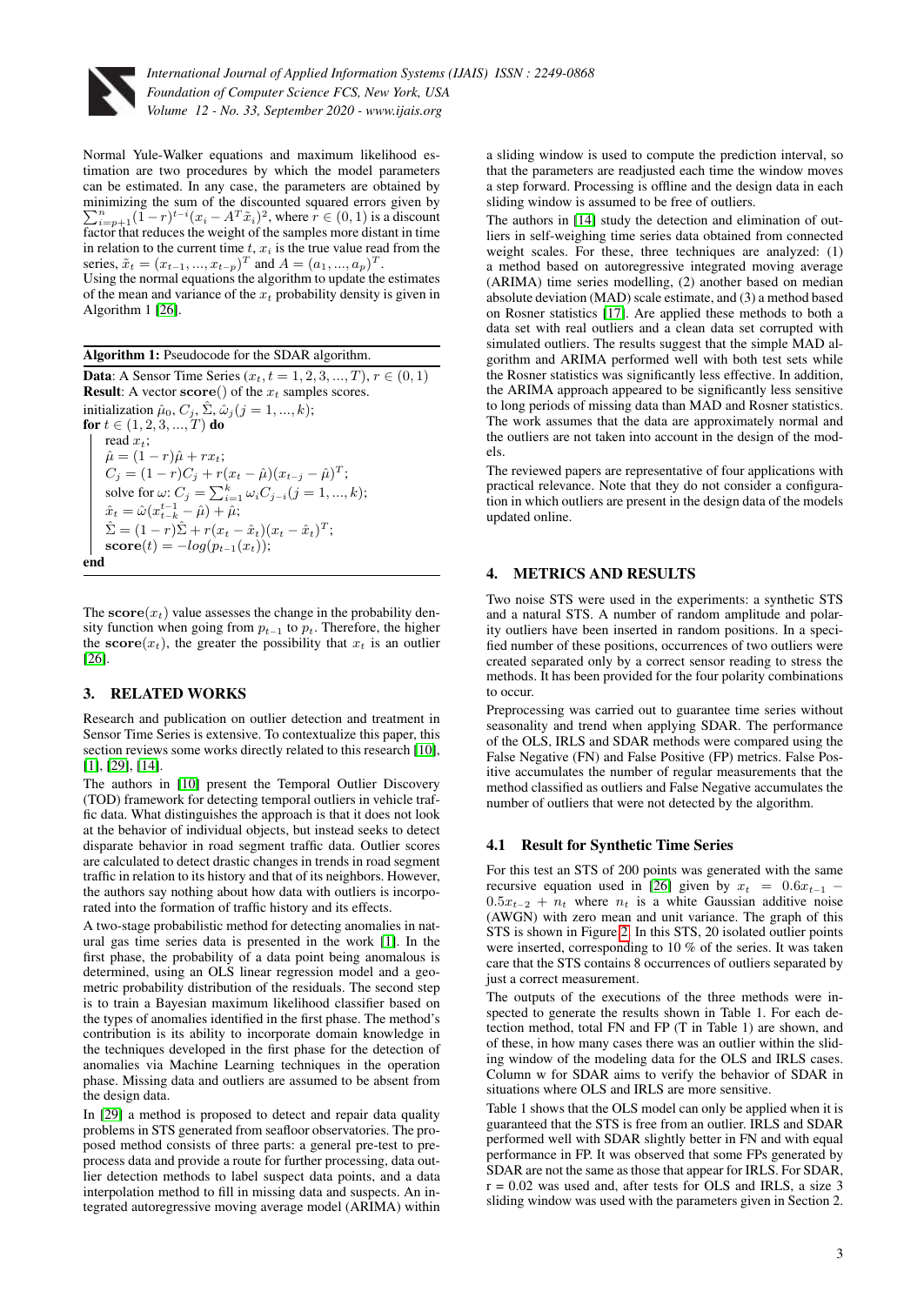Normal Yule-Walker equations and maximum likelihood estimation are two procedures by which the model parameters can be estimated. In any case, the parameters are obtained by minimizing the sum of the discounted squared errors given by $\sum_{i=p+1}^{n}(1-r)^{t-i}(x_i - A^T\tilde{x}_i)^2$, where $r \in (0,1)$ is a discount factor that reduces the weight of the samples more distant in time in relation to the current time $t$, $x_i$ is the true value read from the series, $\tilde{x}_t = (x_{t-1}, ..., x_{t-p})^T$ and $A = (a_1, ..., a_p)^T$.

Using the normal equations the algorithm to update the estimates of the mean and variance of the $x_t$ probability density is given in Algorithm 1 [26].

**Algorithm 1:** Pseudocode for the SDAR algorithm.

```
Data: A Sensor Time Series (x_t, t = 1,2,3,...,T), r ∈ (0,1)
Result: A vector score() of the x_t samples scores.
initialization μ̂_0, C_j, Σ̂, ω̂_j (j = 1,...,k);
for t ∈ (1,2,3,...,T) do
    read x_t;
    μ̂ = (1 − r)μ̂ + r x_t;
    C_j = (1 − r)C_j + r(x_t − μ̂)(x_{t−j} − μ̂)^T;
    solve for ω: C_j = Σ_{i=1}^{k} ω_i C_{j−i} (j = 1,...,k);
    x̂_t = ω̂(x_{t−k}^{t−1} − μ̂) + μ̂;
    Σ̂ = (1 − r)Σ̂ + r(x_t − x̂_t)(x_t − x̂_t)^T;
    score(t) = −log(p_{t−1}(x_t));
end
```

The $\mathbf{score}(x_t)$ value assesses the change in the probability density function when going from $p_{t-1}$ to $p_t$. Therefore, the higher the $\mathbf{score}(x_t)$, the greater the possibility that $x_t$ is an outlier [26].

## 3. RELATED WORKS

Research and publication on outlier detection and treatment in Sensor Time Series is extensive. To contextualize this paper, this section reviews some works directly related to this research [10], [1], [29], [14].

The authors in [10] present the Temporal Outlier Discovery (TOD) framework for detecting temporal outliers in vehicle traffic data. What distinguishes the approach is that it does not look at the behavior of individual objects, but instead seeks to detect disparate behavior in road segment traffic data. Outlier scores are calculated to detect drastic changes in trends in road segment traffic in relation to its history and that of its neighbors. However, the authors say nothing about how data with outliers is incorporated into the formation of traffic history and its effects.

A two-stage probabilistic method for detecting anomalies in natural gas time series data is presented in the work [1]. In the first phase, the probability of a data point being anomalous is determined, using an OLS linear regression model and a geometric probability distribution of the residuals. The second step is to train a Bayesian maximum likelihood classifier based on the types of anomalies identified in the first phase. The method's contribution is its ability to incorporate domain knowledge in the techniques developed in the first phase for the detection of anomalies via Machine Learning techniques in the operation phase. Missing data and outliers are assumed to be absent from the design data.

In [29] a method is proposed to detect and repair data quality problems in STS generated from seafloor observatories. The proposed method consists of three parts: a general pre-test to preprocess data and provide a route for further processing, data outlier detection methods to label suspect data points, and a data interpolation method to fill in missing data and suspects. An integrated autoregressive moving average model (ARIMA) within a sliding window is used to compute the prediction interval, so that the parameters are readjusted each time the window moves a step forward. Processing is offline and the design data in each sliding window is assumed to be free of outliers.

The authors in [14] study the detection and elimination of outliers in self-weighing time series data obtained from connected weight scales. For these, three techniques are analyzed: (1) a method based on autoregressive integrated moving average (ARIMA) time series modelling, (2) another based on median absolute deviation (MAD) scale estimate, and (3) a method based on Rosner statistics [17]. Are applied these methods to both a data set with real outliers and a clean data set corrupted with simulated outliers. The results suggest that the simple MAD algorithm and ARIMA performed well with both test sets while the Rosner statistics was significantly less effective. In addition, the ARIMA approach appeared to be significantly less sensitive to long periods of missing data than MAD and Rosner statistics. The work assumes that the data are approximately normal and the outliers are not taken into account in the design of the models.

The reviewed papers are representative of four applications with practical relevance. Note that they do not consider a configuration in which outliers are present in the design data of the models updated online.

## 4. METRICS AND RESULTS

Two noise STS were used in the experiments: a synthetic STS and a natural STS. A number of random amplitude and polarity outliers have been inserted in random positions. In a specified number of these positions, occurrences of two outliers were created separated only by a correct sensor reading to stress the methods. It has been provided for the four polarity combinations to occur.

Preprocessing was carried out to guarantee time series without seasonality and trend when applying SDAR. The performance of the OLS, IRLS and SDAR methods were compared using the False Negative (FN) and False Positive (FP) metrics. False Positive accumulates the number of regular measurements that the method classified as outliers and False Negative accumulates the number of outliers that were not detected by the algorithm.

### 4.1 Result for Synthetic Time Series

For this test an STS of 200 points was generated with the same recursive equation used in [26] given by $x_t = 0.6x_{t-1} - 0.5x_{t-2} + n_t$ where $n_t$ is a white Gaussian additive noise (AWGN) with zero mean and unit variance. The graph of this STS is shown in Figure 2. In this STS, 20 isolated outlier points were inserted, corresponding to 10 % of the series. It was taken care that the STS contains 8 occurrences of outliers separated by just a correct measurement.

The outputs of the executions of the three methods were inspected to generate the results shown in Table 1. For each detection method, total FN and FP (T in Table 1) are shown, and of these, in how many cases there was an outlier within the sliding window of the modeling data for the OLS and IRLS cases. Column w for SDAR aims to verify the behavior of SDAR in situations where OLS and IRLS are more sensitive.

Table 1 shows that the OLS model can only be applied when it is guaranteed that the STS is free from an outlier. IRLS and SDAR performed well with SDAR slightly better in FN and with equal performance in FP. It was observed that some FPs generated by SDAR are not the same as those that appear for IRLS. For SDAR, r = 0.02 was used and, after tests for OLS and IRLS, a size 3 sliding window was used with the parameters given in Section 2.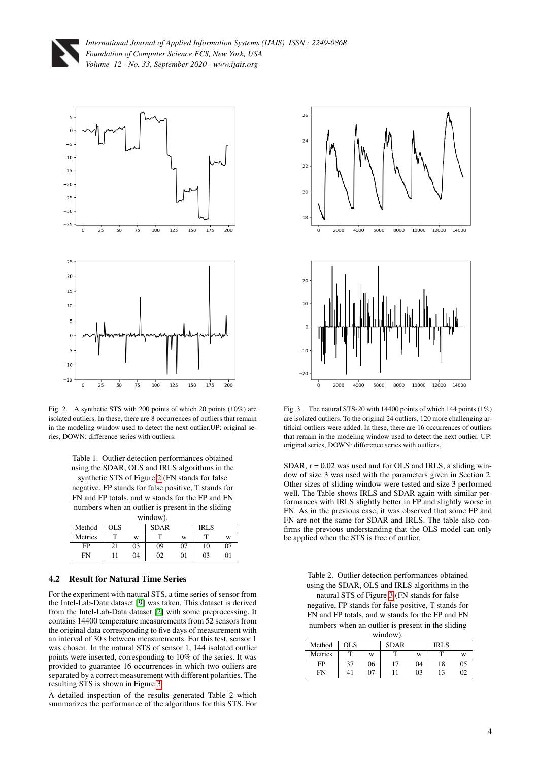Fig. 2. A synthetic STS with 200 points of which 20 points (10%) are isolated outliers. In these, there are 8 occurrences of outliers that remain in the modeling window used to detect the next outlier.UP: original series, DOWN: difference series with outliers.

Table 1. Outlier detection performances obtained using the SDAR, OLS and IRLS algorithms in the synthetic STS of Figure 2 (FN stands for false negative, FP stands for false positive, T stands for FN and FP totals, and w stands for the FP and FN numbers when an outlier is present in the sliding window).

| Method | OLS | | SDAR | | IRLS | |
|---|---|---|---|---|---|---|
| Metrics | T | w | T | w | T | w |
| FP | 21 | 03 | 09 | 07 | 10 | 07 |
| FN | 11 | 04 | 02 | 01 | 03 | 01 |

### 4.2 Result for Natural Time Series

For the experiment with natural STS, a time series of sensor from the Intel-Lab-Data dataset [9] was taken. This dataset is derived from the Intel-Lab-Data dataset [2] with some preprocessing. It contains 14400 temperature measurements from 52 sensors from the original data corresponding to five days of measurement with an interval of 30 s between measurements. For this test, sensor 1 was chosen. In the natural STS of sensor 1, 144 isolated outlier points were inserted, corresponding to 10% of the series. It was provided to guarantee 16 occurrences in which two ouliers are separated by a correct measurement with different polarities. The resulting STS is shown in Figure 3.

A detailed inspection of the results generated Table 2 which summarizes the performance of the algorithms for this STS. For SDAR, r = 0.02 was used and for OLS and IRLS, a sliding window of size 3 was used with the parameters given in Section 2. Other sizes of sliding window were tested and size 3 performed well. The Table shows IRLS and SDAR again with similar performances with IRLS slightly better in FP and slightly worse in FN. As in the previous case, it was observed that some FP and FN are not the same for SDAR and IRLS. The table also confirms the previous understanding that the OLS model can only be applied when the STS is free of outlier.

Fig. 3. The natural STS-20 with 14400 points of which 144 points (1%) are isolated outliers. To the original 24 outliers, 120 more challenging artificial outliers were added. In these, there are 16 occurrences of outliers that remain in the modeling window used to detect the next outlier. UP: original series, DOWN: difference series with outliers.

Table 2. Outlier detection performances obtained using the SDAR, OLS and IRLS algorithms in the natural STS of Figure 3 (FN stands for false negative, FP stands for false positive, T stands for FN and FP totals, and w stands for the FP and FN numbers when an outlier is present in the sliding window).

| Method | OLS | | SDAR | | IRLS | |
|---|---|---|---|---|---|---|
| Metrics | T | w | T | w | T | w |
| FP | 37 | 06 | 17 | 04 | 18 | 05 |
| FN | 41 | 07 | 11 | 03 | 13 | 02 |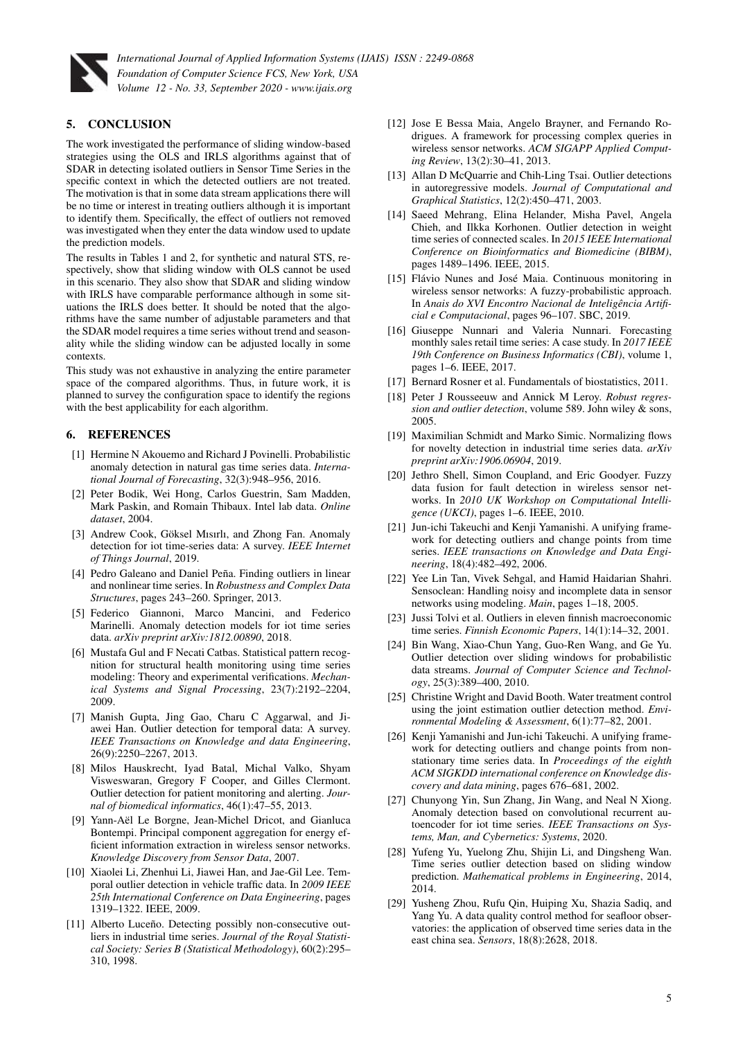## 5. CONCLUSION

The work investigated the performance of sliding window-based strategies using the OLS and IRLS algorithms against that of SDAR in detecting isolated outliers in Sensor Time Series in the specific context in which the detected outliers are not treated. The motivation is that in some data stream applications there will be no time or interest in treating outliers although it is important to identify them. Specifically, the effect of outliers not removed was investigated when they enter the data window used to update the prediction models.

The results in Tables 1 and 2, for synthetic and natural STS, respectively, show that sliding window with OLS cannot be used in this scenario. They also show that SDAR and sliding window with IRLS have comparable performance although in some situations the IRLS does better. It should be noted that the algorithms have the same number of adjustable parameters and that the SDAR model requires a time series without trend and seasonality while the sliding window can be adjusted locally in some contexts.

This study was not exhaustive in analyzing the entire parameter space of the compared algorithms. Thus, in future work, it is planned to survey the configuration space to identify the regions with the best applicability for each algorithm.

## 6. REFERENCES

[1] Hermine N Akouemo and Richard J Povinelli. Probabilistic anomaly detection in natural gas time series data. *International Journal of Forecasting*, 32(3):948–956, 2016.

[2] Peter Bodik, Wei Hong, Carlos Guestrin, Sam Madden, Mark Paskin, and Romain Thibaux. Intel lab data. *Online dataset*, 2004.

[3] Andrew Cook, Göksel Mısırlı, and Zhong Fan. Anomaly detection for iot time-series data: A survey. *IEEE Internet of Things Journal*, 2019.

[4] Pedro Galeano and Daniel Peña. Finding outliers in linear and nonlinear time series. In *Robustness and Complex Data Structures*, pages 243–260. Springer, 2013.

[5] Federico Giannoni, Marco Mancini, and Federico Marinelli. Anomaly detection models for iot time series data. *arXiv preprint arXiv:1812.00890*, 2018.

[6] Mustafa Gul and F Necati Catbas. Statistical pattern recognition for structural health monitoring using time series modeling: Theory and experimental verifications. *Mechanical Systems and Signal Processing*, 23(7):2192–2204, 2009.

[7] Manish Gupta, Jing Gao, Charu C Aggarwal, and Jiawei Han. Outlier detection for temporal data: A survey. *IEEE Transactions on Knowledge and data Engineering*, 26(9):2250–2267, 2013.

[8] Milos Hauskrecht, Iyad Batal, Michal Valko, Shyam Visweswaran, Gregory F Cooper, and Gilles Clermont. Outlier detection for patient monitoring and alerting. *Journal of biomedical informatics*, 46(1):47–55, 2013.

[9] Yann-Aël Le Borgne, Jean-Michel Dricot, and Gianluca Bontempi. Principal component aggregation for energy efficient information extraction in wireless sensor networks. *Knowledge Discovery from Sensor Data*, 2007.

[10] Xiaolei Li, Zhenhui Li, Jiawei Han, and Jae-Gil Lee. Temporal outlier detection in vehicle traffic data. In *2009 IEEE 25th International Conference on Data Engineering*, pages 1319–1322. IEEE, 2009.

[11] Alberto Luceño. Detecting possibly non-consecutive outliers in industrial time series. *Journal of the Royal Statistical Society: Series B (Statistical Methodology)*, 60(2):295–310, 1998.

[12] Jose E Bessa Maia, Angelo Brayner, and Fernando Rodrigues. A framework for processing complex queries in wireless sensor networks. *ACM SIGAPP Applied Computing Review*, 13(2):30–41, 2013.

[13] Allan D McQuarrie and Chih-Ling Tsai. Outlier detections in autoregressive models. *Journal of Computational and Graphical Statistics*, 12(2):450–471, 2003.

[14] Saeed Mehrang, Elina Helander, Misha Pavel, Angela Chieh, and Ilkka Korhonen. Outlier detection in weight time series of connected scales. In *2015 IEEE International Conference on Bioinformatics and Biomedicine (BIBM)*, pages 1489–1496. IEEE, 2015.

[15] Flávio Nunes and José Maia. Continuous monitoring in wireless sensor networks: A fuzzy-probabilistic approach. In *Anais do XVI Encontro Nacional de Inteligência Artificial e Computacional*, pages 96–107. SBC, 2019.

[16] Giuseppe Nunnari and Valeria Nunnari. Forecasting monthly sales retail time series: A case study. In *2017 IEEE 19th Conference on Business Informatics (CBI)*, volume 1, pages 1–6. IEEE, 2017.

[17] Bernard Rosner et al. Fundamentals of biostatistics, 2011.

[18] Peter J Rousseeuw and Annick M Leroy. *Robust regression and outlier detection*, volume 589. John wiley & sons, 2005.

[19] Maximilian Schmidt and Marko Simic. Normalizing flows for novelty detection in industrial time series data. *arXiv preprint arXiv:1906.06904*, 2019.

[20] Jethro Shell, Simon Coupland, and Eric Goodyer. Fuzzy data fusion for fault detection in wireless sensor networks. In *2010 UK Workshop on Computational Intelligence (UKCI)*, pages 1–6. IEEE, 2010.

[21] Jun-ichi Takeuchi and Kenji Yamanishi. A unifying framework for detecting outliers and change points from time series. *IEEE transactions on Knowledge and Data Engineering*, 18(4):482–492, 2006.

[22] Yee Lin Tan, Vivek Sehgal, and Hamid Haidarian Shahri. Sensoclean: Handling noisy and incomplete data in sensor networks using modeling. *Main*, pages 1–18, 2005.

[23] Jussi Tolvi et al. Outliers in eleven finnish macroeconomic time series. *Finnish Economic Papers*, 14(1):14–32, 2001.

[24] Bin Wang, Xiao-Chun Yang, Guo-Ren Wang, and Ge Yu. Outlier detection over sliding windows for probabilistic data streams. *Journal of Computer Science and Technology*, 25(3):389–400, 2010.

[25] Christine Wright and David Booth. Water treatment control using the joint estimation outlier detection method. *Environmental Modeling & Assessment*, 6(1):77–82, 2001.

[26] Kenji Yamanishi and Jun-ichi Takeuchi. A unifying framework for detecting outliers and change points from nonstationary time series data. In *Proceedings of the eighth ACM SIGKDD international conference on Knowledge discovery and data mining*, pages 676–681, 2002.

[27] Chunyong Yin, Sun Zhang, Jin Wang, and Neal N Xiong. Anomaly detection based on convolutional recurrent autoencoder for iot time series. *IEEE Transactions on Systems, Man, and Cybernetics: Systems*, 2020.

[28] Yufeng Yu, Yuelong Zhu, Shijin Li, and Dingsheng Wan. Time series outlier detection based on sliding window prediction. *Mathematical problems in Engineering*, 2014, 2014.

[29] Yusheng Zhou, Rufu Qin, Huiping Xu, Shazia Sadiq, and Yang Yu. A data quality control method for seafloor observatories: the application of observed time series data in the east china sea. *Sensors*, 18(8):2628, 2018.